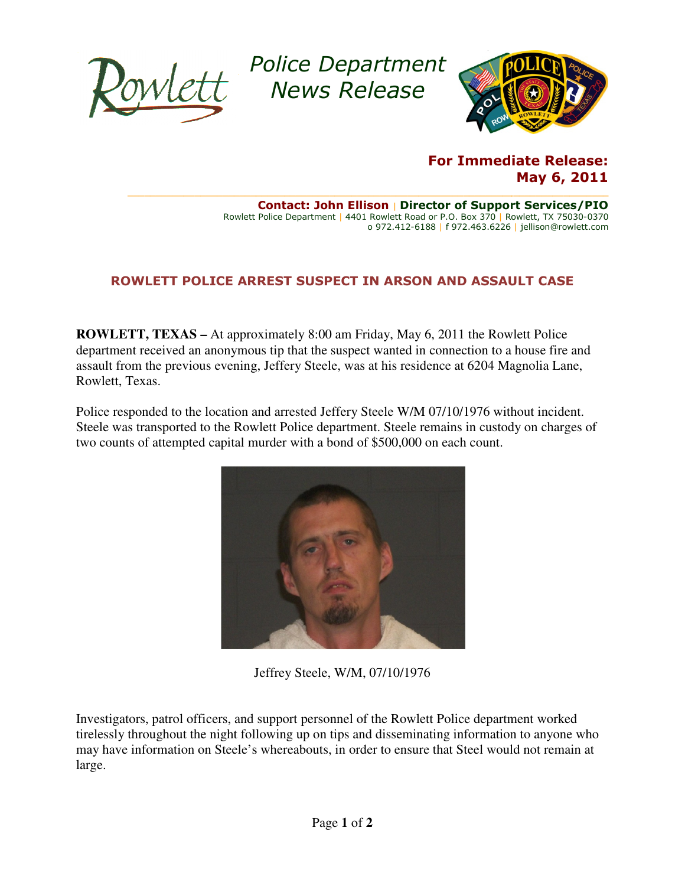Rowlett

*Police Department News Release*

**For Immediate Release:**
**May 6, 2011**

**Contact: John Ellison | Director of Support Services/PIO**
Rowlett Police Department | 4401 Rowlett Road or P.O. Box 370 | Rowlett, TX 75030-0370
o 972.412-6188 | f 972.463.6226 | jellison@rowlett.com

## ROWLETT POLICE ARREST SUSPECT IN ARSON AND ASSAULT CASE

**ROWLETT, TEXAS –** At approximately 8:00 am Friday, May 6, 2011 the Rowlett Police department received an anonymous tip that the suspect wanted in connection to a house fire and assault from the previous evening, Jeffery Steele, was at his residence at 6204 Magnolia Lane, Rowlett, Texas.

Police responded to the location and arrested Jeffery Steele W/M 07/10/1976 without incident. Steele was transported to the Rowlett Police department. Steele remains in custody on charges of two counts of attempted capital murder with a bond of $500,000 on each count.

Jeffrey Steele, W/M, 07/10/1976

Investigators, patrol officers, and support personnel of the Rowlett Police department worked tirelessly throughout the night following up on tips and disseminating information to anyone who may have information on Steele's whereabouts, in order to ensure that Steel would not remain at large.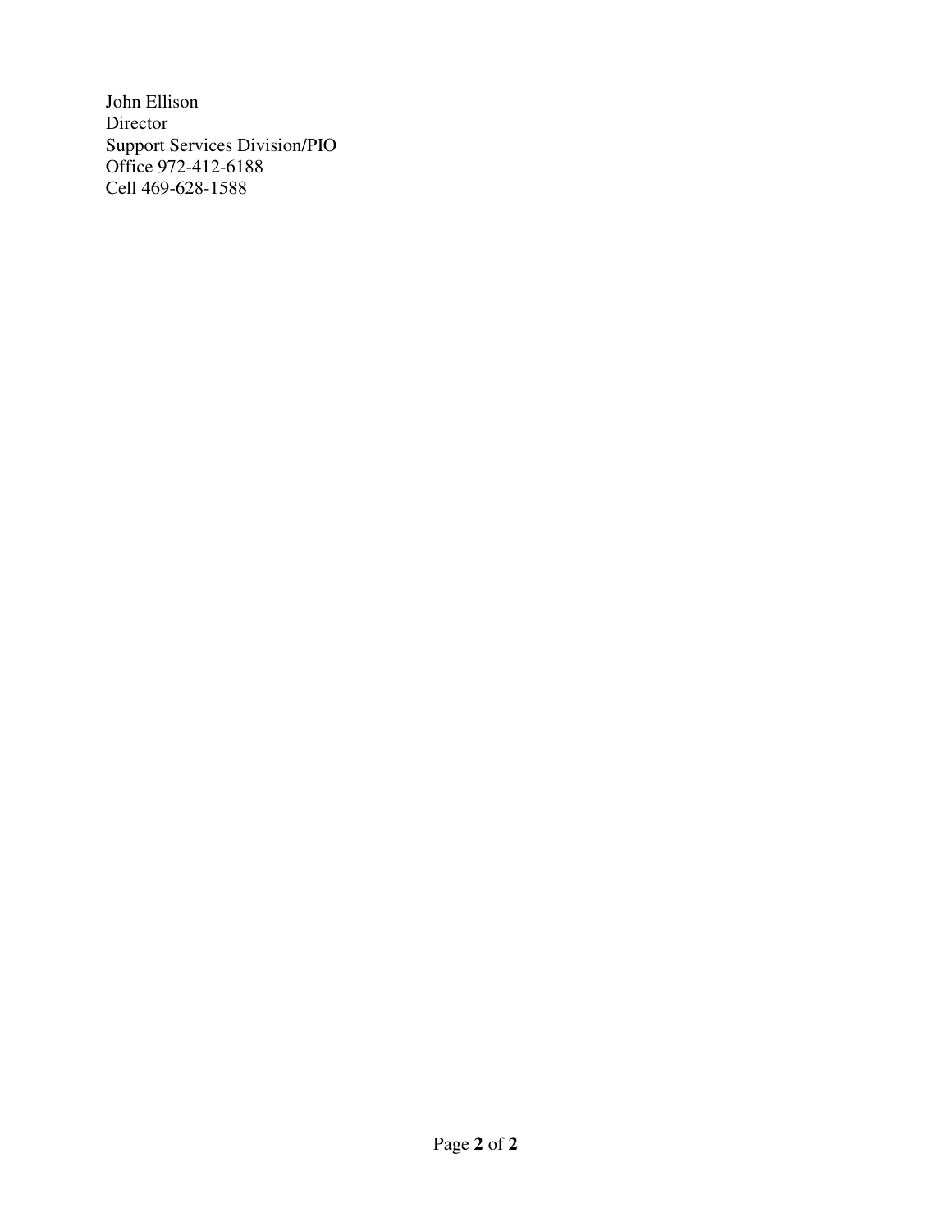John Ellison
Director
Support Services Division/PIO
Office 972-412-6188
Cell 469-628-1588